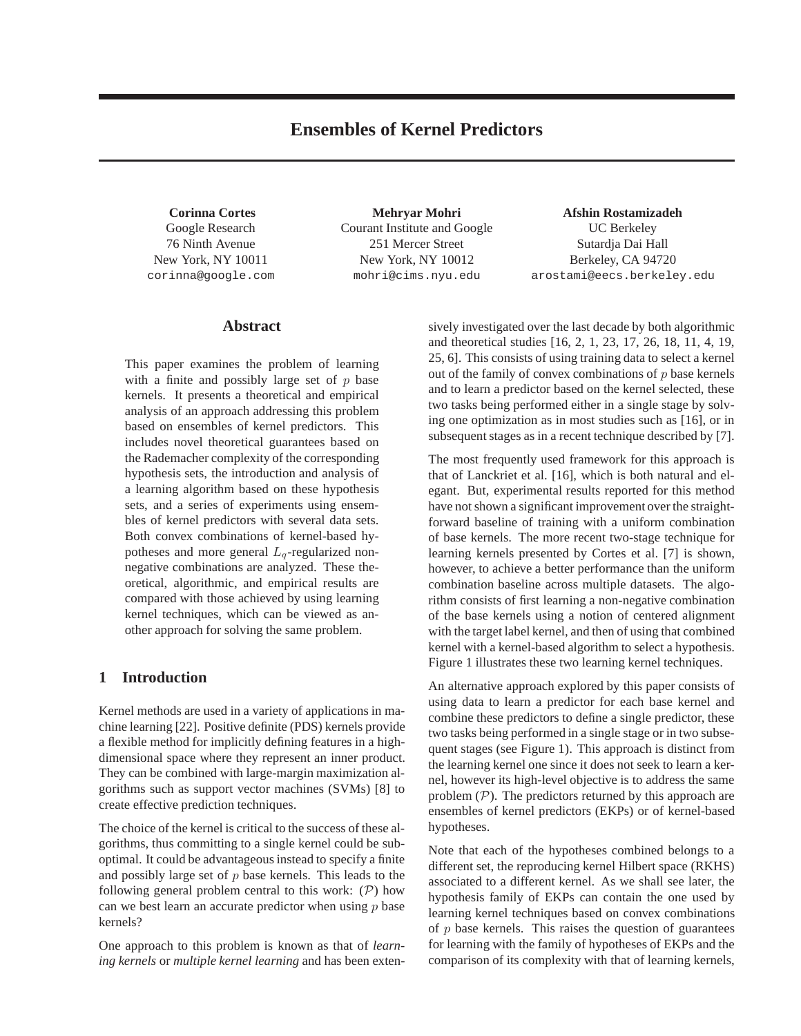# Ensembles of Kernel Predictors

**Corinna Cortes**
Google Research
76 Ninth Avenue
New York, NY 10011
corinna@google.com

**Mehryar Mohri**
Courant Institute and Google
251 Mercer Street
New York, NY 10012
mohri@cims.nyu.edu

**Afshin Rostamizadeh**
UC Berkeley
Sutardja Dai Hall
Berkeley, CA 94720
arostami@eecs.berkeley.edu

## Abstract

This paper examines the problem of learning with a finite and possibly large set of $p$ base kernels. It presents a theoretical and empirical analysis of an approach addressing this problem based on ensembles of kernel predictors. This includes novel theoretical guarantees based on the Rademacher complexity of the corresponding hypothesis sets, the introduction and analysis of a learning algorithm based on these hypothesis sets, and a series of experiments using ensembles of kernel predictors with several data sets. Both convex combinations of kernel-based hypotheses and more general $L_q$-regularized non-negative combinations are analyzed. These theoretical, algorithmic, and empirical results are compared with those achieved by using learning kernel techniques, which can be viewed as another approach for solving the same problem.

## 1 Introduction

Kernel methods are used in a variety of applications in machine learning [22]. Positive definite (PDS) kernels provide a flexible method for implicitly defining features in a high-dimensional space where they represent an inner product. They can be combined with large-margin maximization algorithms such as support vector machines (SVMs) [8] to create effective prediction techniques.

The choice of the kernel is critical to the success of these algorithms, thus committing to a single kernel could be suboptimal. It could be advantageous instead to specify a finite and possibly large set of $p$ base kernels. This leads to the following general problem central to this work: ($\mathcal{P}$) how can we best learn an accurate predictor when using $p$ base kernels?

One approach to this problem is known as that of *learning kernels* or *multiple kernel learning* and has been extensively investigated over the last decade by both algorithmic and theoretical studies [16, 2, 1, 23, 17, 26, 18, 11, 4, 19, 25, 6]. This consists of using training data to select a kernel out of the family of convex combinations of $p$ base kernels and to learn a predictor based on the kernel selected, these two tasks being performed either in a single stage by solving one optimization as in most studies such as [16], or in subsequent stages as in a recent technique described by [7].

The most frequently used framework for this approach is that of Lanckriet et al. [16], which is both natural and elegant. But, experimental results reported for this method have not shown a significant improvement over the straightforward baseline of training with a uniform combination of base kernels. The more recent two-stage technique for learning kernels presented by Cortes et al. [7] is shown, however, to achieve a better performance than the uniform combination baseline across multiple datasets. The algorithm consists of first learning a non-negative combination of the base kernels using a notion of centered alignment with the target label kernel, and then of using that combined kernel with a kernel-based algorithm to select a hypothesis. Figure 1 illustrates these two learning kernel techniques.

An alternative approach explored by this paper consists of using data to learn a predictor for each base kernel and combine these predictors to define a single predictor, these two tasks being performed in a single stage or in two subsequent stages (see Figure 1). This approach is distinct from the learning kernel one since it does not seek to learn a kernel, however its high-level objective is to address the same problem ($\mathcal{P}$). The predictors returned by this approach are ensembles of kernel predictors (EKPs) or of kernel-based hypotheses.

Note that each of the hypotheses combined belongs to a different set, the reproducing kernel Hilbert space (RKHS) associated to a different kernel. As we shall see later, the hypothesis family of EKPs can contain the one used by learning kernel techniques based on convex combinations of $p$ base kernels. This raises the question of guarantees for learning with the family of hypotheses of EKPs and the comparison of its complexity with that of learning kernels,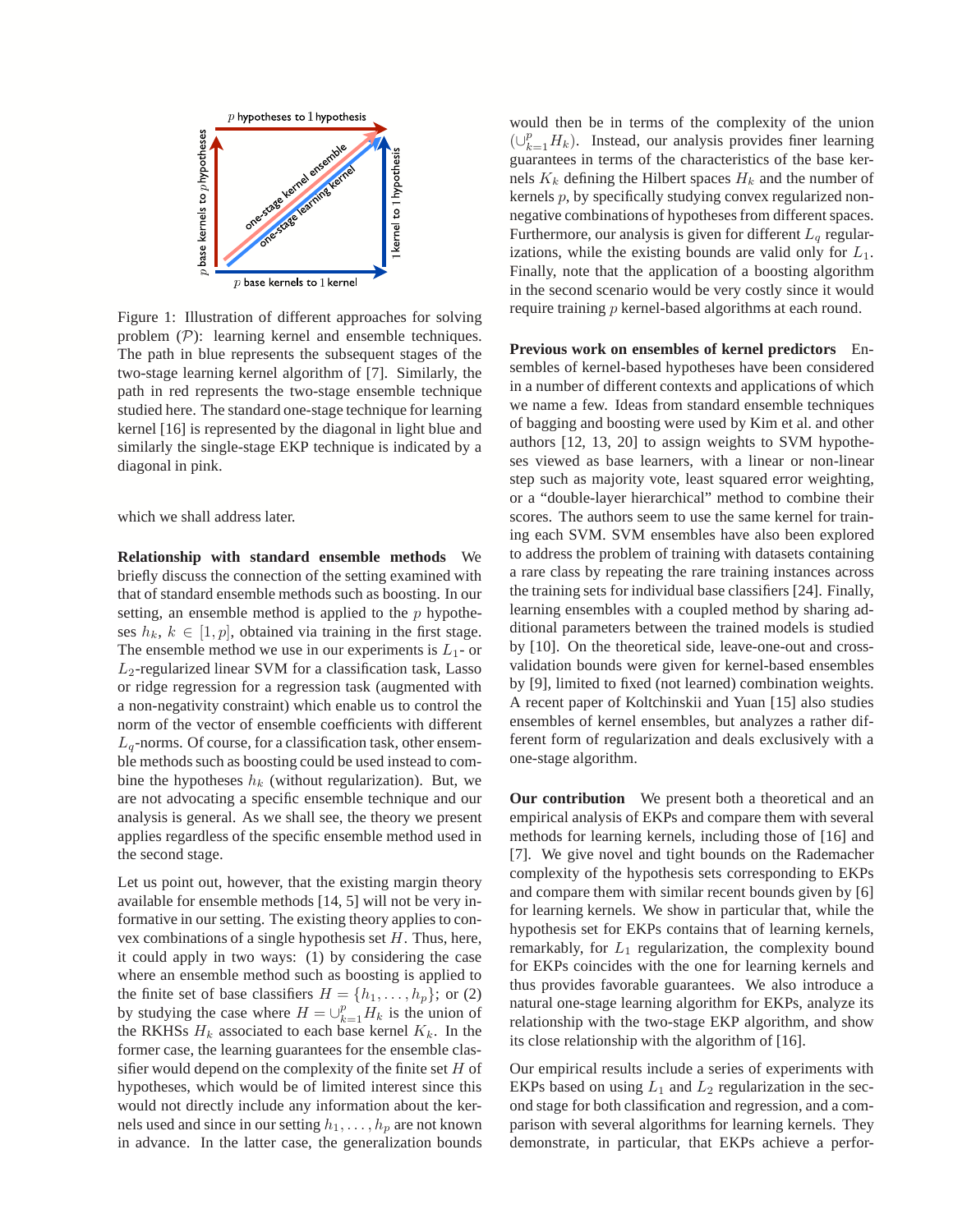Figure 1: Illustration of different approaches for solving problem ($\mathcal{P}$): learning kernel and ensemble techniques. The path in blue represents the subsequent stages of the two-stage learning kernel algorithm of [7]. Similarly, the path in red represents the two-stage ensemble technique studied here. The standard one-stage technique for learning kernel [16] is represented by the diagonal in light blue and similarly the single-stage EKP technique is indicated by a diagonal in pink.

which we shall address later.

**Relationship with standard ensemble methods** We briefly discuss the connection of the setting examined with that of standard ensemble methods such as boosting. In our setting, an ensemble method is applied to the $p$ hypotheses $h_k$, $k \in [1, p]$, obtained via training in the first stage. The ensemble method we use in our experiments is $L_1$- or $L_2$-regularized linear SVM for a classification task, Lasso or ridge regression for a regression task (augmented with a non-negativity constraint) which enable us to control the norm of the vector of ensemble coefficients with different $L_q$-norms. Of course, for a classification task, other ensemble methods such as boosting could be used instead to combine the hypotheses $h_k$ (without regularization). But, we are not advocating a specific ensemble technique and our analysis is general. As we shall see, the theory we present applies regardless of the specific ensemble method used in the second stage.

Let us point out, however, that the existing margin theory available for ensemble methods [14, 5] will not be very informative in our setting. The existing theory applies to convex combinations of a single hypothesis set $H$. Thus, here, it could apply in two ways: (1) by considering the case where an ensemble method such as boosting is applied to the finite set of base classifiers $H = \{h_1, \ldots, h_p\}$; or (2) by studying the case where $H = \cup_{k=1}^{p} H_k$ is the union of the RKHSs $H_k$ associated to each base kernel $K_k$. In the former case, the learning guarantees for the ensemble classifier would depend on the complexity of the finite set $H$ of hypotheses, which would be of limited interest since this would not directly include any information about the kernels used and since in our setting $h_1, \ldots, h_p$ are not known in advance. In the latter case, the generalization bounds would then be in terms of the complexity of the union $(\cup_{k=1}^{p} H_k)$. Instead, our analysis provides finer learning guarantees in terms of the characteristics of the base kernels $K_k$ defining the Hilbert spaces $H_k$ and the number of kernels $p$, by specifically studying convex regularized non-negative combinations of hypotheses from different spaces. Furthermore, our analysis is given for different $L_q$ regularizations, while the existing bounds are valid only for $L_1$. Finally, note that the application of a boosting algorithm in the second scenario would be very costly since it would require training $p$ kernel-based algorithms at each round.

**Previous work on ensembles of kernel predictors** Ensembles of kernel-based hypotheses have been considered in a number of different contexts and applications of which we name a few. Ideas from standard ensemble techniques of bagging and boosting were used by Kim et al. and other authors [12, 13, 20] to assign weights to SVM hypotheses viewed as base learners, with a linear or non-linear step such as majority vote, least squared error weighting, or a "double-layer hierarchical" method to combine their scores. The authors seem to use the same kernel for training each SVM. SVM ensembles have also been explored to address the problem of training with datasets containing a rare class by repeating the rare training instances across the training sets for individual base classifiers [24]. Finally, learning ensembles with a coupled method by sharing additional parameters between the trained models is studied by [10]. On the theoretical side, leave-one-out and cross-validation bounds were given for kernel-based ensembles by [9], limited to fixed (not learned) combination weights. A recent paper of Koltchinskii and Yuan [15] also studies ensembles of kernel ensembles, but analyzes a rather different form of regularization and deals exclusively with a one-stage algorithm.

**Our contribution** We present both a theoretical and an empirical analysis of EKPs and compare them with several methods for learning kernels, including those of [16] and [7]. We give novel and tight bounds on the Rademacher complexity of the hypothesis sets corresponding to EKPs and compare them with similar recent bounds given by [6] for learning kernels. We show in particular that, while the hypothesis set for EKPs contains that of learning kernels, remarkably, for $L_1$ regularization, the complexity bound for EKPs coincides with the one for learning kernels and thus provides favorable guarantees. We also introduce a natural one-stage learning algorithm for EKPs, analyze its relationship with the two-stage EKP algorithm, and show its close relationship with the algorithm of [16].

Our empirical results include a series of experiments with EKPs based on using $L_1$ and $L_2$ regularization in the second stage for both classification and regression, and a comparison with several algorithms for learning kernels. They demonstrate, in particular, that EKPs achieve a perfor-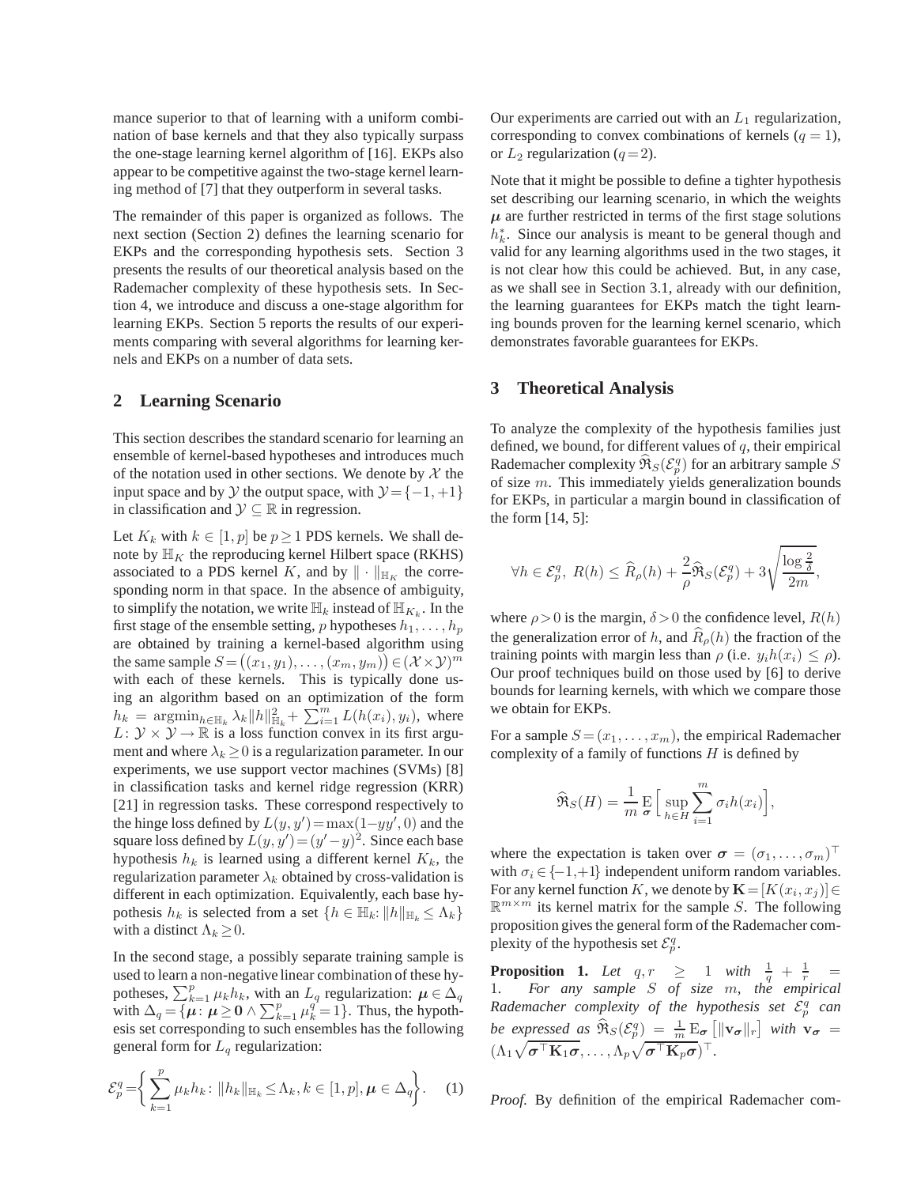mance superior to that of learning with a uniform combination of base kernels and that they also typically surpass the one-stage learning kernel algorithm of [16]. EKPs also appear to be competitive against the two-stage kernel learning method of [7] that they outperform in several tasks.

The remainder of this paper is organized as follows. The next section (Section 2) defines the learning scenario for EKPs and the corresponding hypothesis sets. Section 3 presents the results of our theoretical analysis based on the Rademacher complexity of these hypothesis sets. In Section 4, we introduce and discuss a one-stage algorithm for learning EKPs. Section 5 reports the results of our experiments comparing with several algorithms for learning kernels and EKPs on a number of data sets.

## 2 Learning Scenario

This section describes the standard scenario for learning an ensemble of kernel-based hypotheses and introduces much of the notation used in other sections. We denote by $\mathcal{X}$ the input space and by $\mathcal{Y}$ the output space, with $\mathcal{Y} = \{-1, +1\}$ in classification and $\mathcal{Y} \subseteq \mathbb{R}$ in regression.

Let $K_k$ with $k \in [1, p]$ be $p \geq 1$ PDS kernels. We shall denote by $\mathbb{H}_K$ the reproducing kernel Hilbert space (RKHS) associated to a PDS kernel $K$, and by $\|\cdot\|_{\mathbb{H}_K}$ the corresponding norm in that space. In the absence of ambiguity, to simplify the notation, we write $\mathbb{H}_k$ instead of $\mathbb{H}_{K_k}$. In the first stage of the ensemble setting, $p$ hypotheses $h_1, \ldots, h_p$ are obtained by training a kernel-based algorithm using the same sample $S = \big((x_1, y_1), \ldots, (x_m, y_m)\big) \in (\mathcal{X} \times \mathcal{Y})^m$ with each of these kernels. This is typically done using an algorithm based on an optimization of the form $h_k = \operatorname{argmin}_{h \in \mathbb{H}_k} \lambda_k \|h\|^2_{\mathbb{H}_k} + \sum_{i=1}^m L(h(x_i), y_i)$, where $L \colon \mathcal{Y} \times \mathcal{Y} \to \mathbb{R}$ is a loss function convex in its first argument and where $\lambda_k \geq 0$ is a regularization parameter. In our experiments, we use support vector machines (SVMs) [8] in classification tasks and kernel ridge regression (KRR) [21] in regression tasks. These correspond respectively to the hinge loss defined by $L(y, y') = \max(1 - yy', 0)$ and the square loss defined by $L(y, y') = (y' - y)^2$. Since each base hypothesis $h_k$ is learned using a different kernel $K_k$, the regularization parameter $\lambda_k$ obtained by cross-validation is different in each optimization. Equivalently, each base hypothesis $h_k$ is selected from a set $\{h \in \mathbb{H}_k \colon \|h\|_{\mathbb{H}_k} \leq \Lambda_k\}$ with a distinct $\Lambda_k \geq 0$.

In the second stage, a possibly separate training sample is used to learn a non-negative linear combination of these hypotheses, $\sum_{k=1}^p \mu_k h_k$, with an $L_q$ regularization: $\boldsymbol{\mu} \in \Delta_q$ with $\Delta_q = \{\boldsymbol{\mu} \colon \boldsymbol{\mu} \geq \mathbf{0} \wedge \sum_{k=1}^p \mu_k^q = 1\}$. Thus, the hypothesis set corresponding to such ensembles has the following general form for $L_q$ regularization:

$$\mathcal{E}_p^q = \bigg\{ \sum_{k=1}^p \mu_k h_k \colon \|h_k\|_{\mathbb{H}_k} \leq \Lambda_k, k \in [1, p], \boldsymbol{\mu} \in \Delta_q \bigg\}. \quad (1)$$

Our experiments are carried out with an $L_1$ regularization, corresponding to convex combinations of kernels ($q = 1$), or $L_2$ regularization ($q = 2$).

Note that it might be possible to define a tighter hypothesis set describing our learning scenario, in which the weights $\boldsymbol{\mu}$ are further restricted in terms of the first stage solutions $h_k^*$. Since our analysis is meant to be general though and valid for any learning algorithms used in the two stages, it is not clear how this could be achieved. But, in any case, as we shall see in Section 3.1, already with our definition, the learning guarantees for EKPs match the tight learning bounds proven for the learning kernel scenario, which demonstrates favorable guarantees for EKPs.

## 3 Theoretical Analysis

To analyze the complexity of the hypothesis families just defined, we bound, for different values of $q$, their empirical Rademacher complexity $\widehat{\mathfrak{R}}_S(\mathcal{E}_p^q)$ for an arbitrary sample $S$ of size $m$. This immediately yields generalization bounds for EKPs, in particular a margin bound in classification of the form [14, 5]:

$$\forall h \in \mathcal{E}_p^q,\ R(h) \leq \widehat{R}_\rho(h) + \frac{2}{\rho} \widehat{\mathfrak{R}}_S(\mathcal{E}_p^q) + 3\sqrt{\frac{\log \frac{2}{\delta}}{2m}},$$

where $\rho > 0$ is the margin, $\delta > 0$ the confidence level, $R(h)$ the generalization error of $h$, and $\widehat{R}_\rho(h)$ the fraction of the training points with margin less than $\rho$ (i.e. $y_i h(x_i) \leq \rho$). Our proof techniques build on those used by [6] to derive bounds for learning kernels, with which we compare those we obtain for EKPs.

For a sample $S = (x_1, \ldots, x_m)$, the empirical Rademacher complexity of a family of functions $H$ is defined by

$$\widehat{\mathfrak{R}}_S(H) = \frac{1}{m} \operatorname*{E}_{\boldsymbol{\sigma}} \Big[ \sup_{h \in H} \sum_{i=1}^m \sigma_i h(x_i) \Big],$$

where the expectation is taken over $\boldsymbol{\sigma} = (\sigma_1, \ldots, \sigma_m)^\top$ with $\sigma_i \in \{-1, +1\}$ independent uniform random variables. For any kernel function $K$, we denote by $\mathbf{K} = [K(x_i, x_j)] \in \mathbb{R}^{m \times m}$ its kernel matrix for the sample $S$. The following proposition gives the general form of the Rademacher complexity of the hypothesis set $\mathcal{E}_p^q$.

**Proposition 1.** *Let $q, r \geq 1$ with $\frac{1}{q} + \frac{1}{r} = 1$. For any sample $S$ of size $m$, the empirical Rademacher complexity of the hypothesis set $\mathcal{E}_p^q$ can be expressed as $\widehat{\mathfrak{R}}_S(\mathcal{E}_p^q) = \frac{1}{m} \operatorname{E}_{\boldsymbol{\sigma}} \big[ \|\mathbf{v}_{\boldsymbol{\sigma}}\|_r \big]$ with $\mathbf{v}_{\boldsymbol{\sigma}} = (\Lambda_1 \sqrt{\boldsymbol{\sigma}^\top \mathbf{K}_1 \boldsymbol{\sigma}}, \ldots, \Lambda_p \sqrt{\boldsymbol{\sigma}^\top \mathbf{K}_p \boldsymbol{\sigma}})^\top$.*

*Proof.* By definition of the empirical Rademacher com-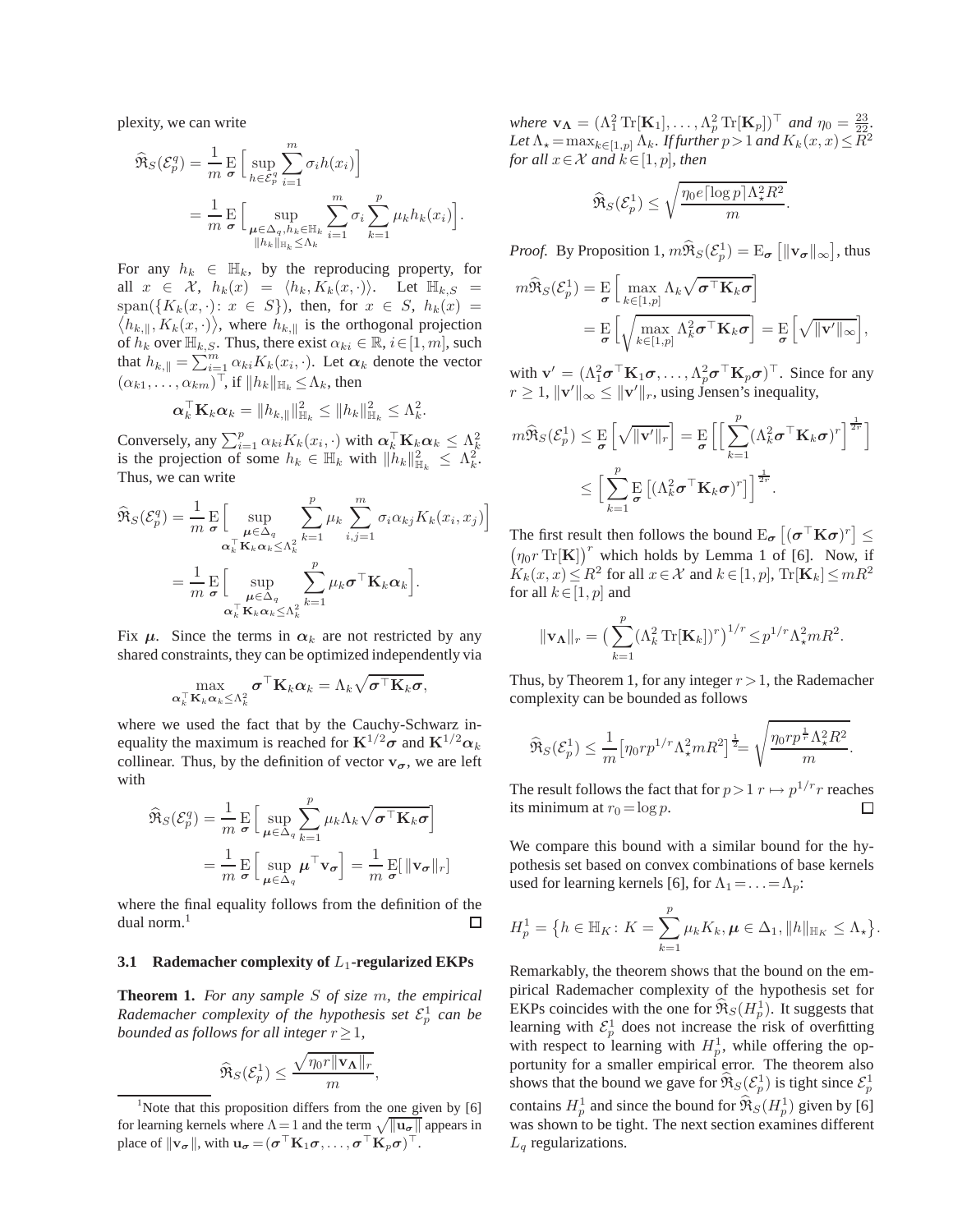plexity, we can write

$$\widehat{\mathfrak{R}}_S(\mathcal{E}_p^q) = \frac{1}{m} \operatorname*{E}_{\boldsymbol{\sigma}} \Big[ \sup_{h \in \mathcal{E}_p^q} \sum_{i=1}^m \sigma_i h(x_i) \Big]$$

$$= \frac{1}{m} \operatorname*{E}_{\boldsymbol{\sigma}} \Big[ \sup_{\substack{\boldsymbol{\mu} \in \Delta_q, h_k \in \mathbb{H}_k \\ \|h_k\|_{\mathbb{H}_k} \le \Lambda_k}} \sum_{i=1}^m \sigma_i \sum_{k=1}^p \mu_k h_k(x_i) \Big].$$

For any $h_k \in \mathbb{H}_k$, by the reproducing property, for all $x \in \mathcal{X}$, $h_k(x) = \langle h_k, K_k(x, \cdot) \rangle$. Let $\mathbb{H}_{k,S} = \operatorname{span}(\{K_k(x, \cdot) \colon x \in S\})$, then, for $x \in S$, $h_k(x) = \langle h_{k,\|}, K_k(x, \cdot) \rangle$, where $h_{k,\|}$ is the orthogonal projection of $h_k$ over $\mathbb{H}_{k,S}$. Thus, there exist $\alpha_{ki} \in \mathbb{R}$, $i \in [1, m]$, such that $h_{k,\|} = \sum_{i=1}^m \alpha_{ki} K_k(x_i, \cdot)$. Let $\boldsymbol{\alpha}_k$ denote the vector $(\alpha_{k1}, \ldots, \alpha_{km})^\top$, if $\|h_k\|_{\mathbb{H}_k} \le \Lambda_k$, then

$$\boldsymbol{\alpha}_k^\top \mathbf{K}_k \boldsymbol{\alpha}_k = \|h_{k,\|}\|_{\mathbb{H}_k}^2 \le \|h_k\|_{\mathbb{H}_k}^2 \le \Lambda_k^2.$$

Conversely, any $\sum_{i=1}^p \alpha_{ki} K_k(x_i, \cdot)$ with $\boldsymbol{\alpha}_k^\top \mathbf{K}_k \boldsymbol{\alpha}_k \le \Lambda_k^2$ is the projection of some $h_k \in \mathbb{H}_k$ with $\|h_k\|_{\mathbb{H}_k}^2 \le \Lambda_k^2$. Thus, we can write

$$\widehat{\mathfrak{R}}_S(\mathcal{E}_p^q) = \frac{1}{m} \operatorname*{E}_{\boldsymbol{\sigma}} \Big[ \sup_{\substack{\boldsymbol{\mu} \in \Delta_q \\ \boldsymbol{\alpha}_k^\top \mathbf{K}_k \boldsymbol{\alpha}_k \le \Lambda_k^2}} \sum_{k=1}^p \mu_k \sum_{i,j=1}^m \sigma_i \alpha_{kj} K_k(x_i, x_j) \Big]$$

$$= \frac{1}{m} \operatorname*{E}_{\boldsymbol{\sigma}} \Big[ \sup_{\substack{\boldsymbol{\mu} \in \Delta_q \\ \boldsymbol{\alpha}_k^\top \mathbf{K}_k \boldsymbol{\alpha}_k \le \Lambda_k^2}} \sum_{k=1}^p \mu_k \boldsymbol{\sigma}^\top \mathbf{K}_k \boldsymbol{\alpha}_k \Big].$$

Fix $\boldsymbol{\mu}$. Since the terms in $\boldsymbol{\alpha}_k$ are not restricted by any shared constraints, they can be optimized independently via

$$\max_{\boldsymbol{\alpha}_k^\top \mathbf{K}_k \boldsymbol{\alpha}_k \le \Lambda_k^2} \boldsymbol{\sigma}^\top \mathbf{K}_k \boldsymbol{\alpha}_k = \Lambda_k \sqrt{\boldsymbol{\sigma}^\top \mathbf{K}_k \boldsymbol{\sigma}},$$

where we used the fact that by the Cauchy-Schwarz inequality the maximum is reached for $\mathbf{K}^{1/2}\boldsymbol{\sigma}$ and $\mathbf{K}^{1/2}\boldsymbol{\alpha}_k$ collinear. Thus, by the definition of vector $\mathbf{v}_{\boldsymbol{\sigma}}$, we are left with

$$\widehat{\mathfrak{R}}_S(\mathcal{E}_p^q) = \frac{1}{m} \operatorname*{E}_{\boldsymbol{\sigma}} \Big[ \sup_{\boldsymbol{\mu} \in \Delta_q} \sum_{k=1}^p \mu_k \Lambda_k \sqrt{\boldsymbol{\sigma}^\top \mathbf{K}_k \boldsymbol{\sigma}} \Big]$$

$$= \frac{1}{m} \operatorname*{E}_{\boldsymbol{\sigma}} \Big[ \sup_{\boldsymbol{\mu} \in \Delta_q} \boldsymbol{\mu}^\top \mathbf{v}_{\boldsymbol{\sigma}} \Big] = \frac{1}{m} \operatorname*{E}_{\boldsymbol{\sigma}} [\, \|\mathbf{v}_{\boldsymbol{\sigma}}\|_r]$$

where the final equality follows from the definition of the dual norm.[1] □

### 3.1 Rademacher complexity of $L_1$-regularized EKPs

**Theorem 1.** *For any sample $S$ of size $m$, the empirical Rademacher complexity of the hypothesis set $\mathcal{E}_p^1$ can be bounded as follows for all integer $r \ge 1$,*

$$\widehat{\mathfrak{R}}_S(\mathcal{E}_p^1) \le \frac{\sqrt{\eta_0 r \|\mathbf{v}_{\boldsymbol{\Lambda}}\|_r}}{m},$$

*where $\mathbf{v}_{\boldsymbol{\Lambda}} = (\Lambda_1^2 \operatorname{Tr}[\mathbf{K}_1], \ldots, \Lambda_p^2 \operatorname{Tr}[\mathbf{K}_p])^\top$ and $\eta_0 = \frac{23}{22}$. Let $\Lambda_\star = \max_{k \in [1,p]} \Lambda_k$. If further $p > 1$ and $K_k(x, x) \le R^2$ for all $x \in \mathcal{X}$ and $k \in [1, p]$, then*

$$\widehat{\mathfrak{R}}_S(\mathcal{E}_p^1) \le \sqrt{\frac{\eta_0 e \lceil \log p \rceil \Lambda_\star^2 R^2}{m}}.$$

*Proof.* By Proposition 1, $m\widehat{\mathfrak{R}}_S(\mathcal{E}_p^1) = \operatorname{E}_{\boldsymbol{\sigma}} \big[ \|\mathbf{v}_{\boldsymbol{\sigma}}\|_\infty \big]$, thus

$$m\widehat{\mathfrak{R}}_S(\mathcal{E}_p^1) = \operatorname*{E}_{\boldsymbol{\sigma}} \Big[ \max_{k \in [1,p]} \Lambda_k \sqrt{\boldsymbol{\sigma}^\top \mathbf{K}_k \boldsymbol{\sigma}} \Big]$$

$$= \operatorname*{E}_{\boldsymbol{\sigma}} \Big[ \sqrt{\max_{k \in [1,p]} \Lambda_k^2 \boldsymbol{\sigma}^\top \mathbf{K}_k \boldsymbol{\sigma}} \Big] = \operatorname*{E}_{\boldsymbol{\sigma}} \Big[ \sqrt{\|\mathbf{v}'\|_\infty} \Big],$$

with $\mathbf{v}' = (\Lambda_1^2 \boldsymbol{\sigma}^\top \mathbf{K}_1 \boldsymbol{\sigma}, \ldots, \Lambda_p^2 \boldsymbol{\sigma}^\top \mathbf{K}_p \boldsymbol{\sigma})^\top$. Since for any $r \ge 1$, $\|\mathbf{v}'\|_\infty \le \|\mathbf{v}'\|_r$, using Jensen's inequality,

$$m\widehat{\mathfrak{R}}_S(\mathcal{E}_p^1) \le \operatorname*{E}_{\boldsymbol{\sigma}} \Big[ \sqrt{\|\mathbf{v}'\|_r} \Big] = \operatorname*{E}_{\boldsymbol{\sigma}} \Big[ \Big[ \sum_{k=1}^p (\Lambda_k^2 \boldsymbol{\sigma}^\top \mathbf{K}_k \boldsymbol{\sigma})^r \Big]^{\frac{1}{2r}} \Big]$$

$$\le \Big[ \sum_{k=1}^p \operatorname*{E}_{\boldsymbol{\sigma}} \big[ (\Lambda_k^2 \boldsymbol{\sigma}^\top \mathbf{K}_k \boldsymbol{\sigma})^r \big] \Big]^{\frac{1}{2r}}.$$

The first result then follows the bound $\operatorname{E}_{\boldsymbol{\sigma}} \big[ (\boldsymbol{\sigma}^\top \mathbf{K} \boldsymbol{\sigma})^r \big] \le \big( \eta_0 r \operatorname{Tr}[\mathbf{K}] \big)^r$ which holds by Lemma 1 of [6]. Now, if $K_k(x, x) \le R^2$ for all $x \in \mathcal{X}$ and $k \in [1, p]$, $\operatorname{Tr}[\mathbf{K}_k] \le mR^2$ for all $k \in [1, p]$ and

$$\|\mathbf{v}_{\boldsymbol{\Lambda}}\|_r = \big( \sum_{k=1}^p (\Lambda_k^2 \operatorname{Tr}[\mathbf{K}_k])^r \big)^{1/r} \le p^{1/r} \Lambda_\star^2 m R^2.$$

Thus, by Theorem 1, for any integer $r > 1$, the Rademacher complexity can be bounded as follows

$$\widehat{\mathfrak{R}}_S(\mathcal{E}_p^1) \le \frac{1}{m} \big[ \eta_0 r p^{1/r} \Lambda_\star^2 m R^2 \big]^{\frac{1}{2}} = \sqrt{\frac{\eta_0 r p^{\frac{1}{r}} \Lambda_\star^2 R^2}{m}}.$$

The result follows the fact that for $p > 1$ $r \mapsto p^{1/r} r$ reaches its minimum at $r_0 = \log p$. □

We compare this bound with a similar bound for the hypothesis set based on convex combinations of base kernels used for learning kernels [6], for $\Lambda_1 = \ldots = \Lambda_p$:

$$H_p^1 = \big\{ h \in \mathbb{H}_K \colon K = \sum_{k=1}^p \mu_k K_k, \boldsymbol{\mu} \in \Delta_1, \|h\|_{\mathbb{H}_K} \le \Lambda_\star \big\}.$$

Remarkably, the theorem shows that the bound on the empirical Rademacher complexity of the hypothesis set for EKPs coincides with the one for $\widehat{\mathfrak{R}}_S(H_p^1)$. It suggests that learning with $\mathcal{E}_p^1$ does not increase the risk of overfitting with respect to learning with $H_p^1$, while offering the opportunity for a smaller empirical error. The theorem also shows that the bound we gave for $\widehat{\mathfrak{R}}_S(\mathcal{E}_p^1)$ is tight since $\mathcal{E}_p^1$ contains $H_p^1$ and since the bound for $\widehat{\mathfrak{R}}_S(H_p^1)$ given by [6] was shown to be tight. The next section examines different $L_q$ regularizations.

[1] Note that this proposition differs from the one given by [6] for learning kernels where $\Lambda = 1$ and the term $\sqrt{\|\mathbf{u}_{\boldsymbol{\sigma}}\|}$ appears in place of $\|\mathbf{v}_{\boldsymbol{\sigma}}\|$, with $\mathbf{u}_{\boldsymbol{\sigma}} = (\boldsymbol{\sigma}^\top \mathbf{K}_1 \boldsymbol{\sigma}, \ldots, \boldsymbol{\sigma}^\top \mathbf{K}_p \boldsymbol{\sigma})^\top$.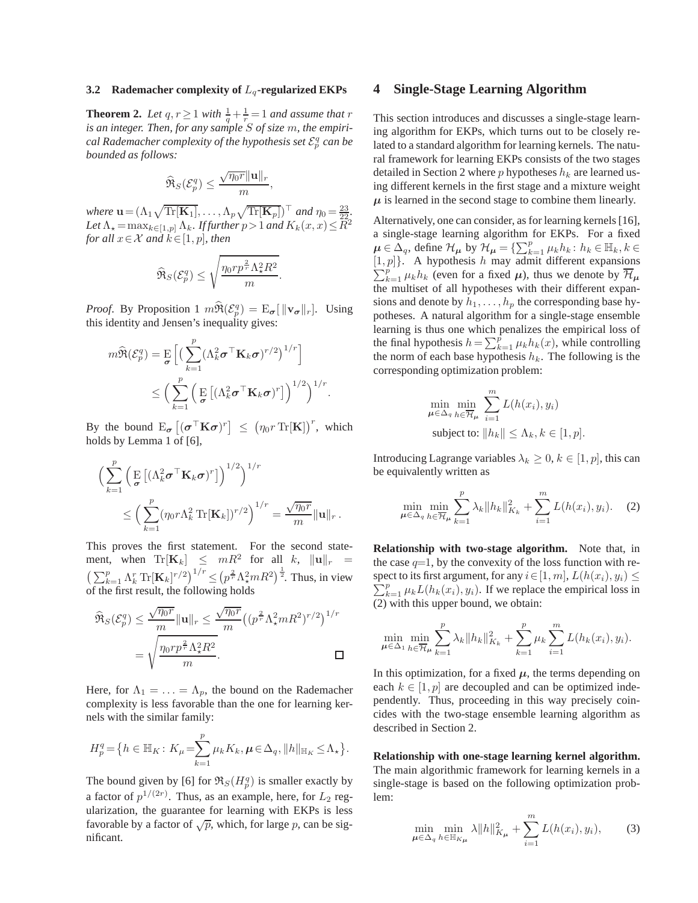### 3.2 Rademacher complexity of $L_q$-regularized EKPs

**Theorem 2.** *Let $q, r \geq 1$ with $\frac{1}{q} + \frac{1}{r} = 1$ and assume that $r$ is an integer. Then, for any sample $S$ of size $m$, the empirical Rademacher complexity of the hypothesis set $\mathcal{E}_p^q$ can be bounded as follows:*

$$\widehat{\mathfrak{R}}_S(\mathcal{E}_p^q) \leq \frac{\sqrt{\eta_0 r}\|\mathbf{u}\|_r}{m},$$

*where $\mathbf{u} = (\Lambda_1 \sqrt{\mathrm{Tr}[\mathbf{K}_1]}, \ldots, \Lambda_p \sqrt{\mathrm{Tr}[\mathbf{K}_p]})^\top$ and $\eta_0 = \frac{23}{22}$. Let $\Lambda_\star = \max_{k \in [1,p]} \Lambda_k$. If further $p > 1$ and $K_k(x, x) \leq R^2$ for all $x \in \mathcal{X}$ and $k \in [1, p]$, then*

$$\widehat{\mathfrak{R}}_S(\mathcal{E}_p^q) \leq \sqrt{\frac{\eta_0 r p^{\frac{2}{r}} \Lambda_\star^2 R^2}{m}}.$$

*Proof.* By Proposition 1 $m\widehat{\mathfrak{R}}(\mathcal{E}_p^q) = \mathrm{E}_{\boldsymbol{\sigma}}[\|\mathbf{v}_{\boldsymbol{\sigma}}\|_r]$. Using this identity and Jensen's inequality gives:

$$\begin{aligned}
m\widehat{\mathfrak{R}}(\mathcal{E}_p^q) &= \mathop{\mathrm{E}}_{\boldsymbol{\sigma}}\Big[\Big(\sum_{k=1}^p (\Lambda_k^2 \boldsymbol{\sigma}^\top \mathbf{K}_k \boldsymbol{\sigma})^{r/2}\Big)^{1/r}\Big] \\
&\leq \Big(\sum_{k=1}^p \Big(\mathop{\mathrm{E}}_{\boldsymbol{\sigma}}\big[(\Lambda_k^2 \boldsymbol{\sigma}^\top \mathbf{K}_k \boldsymbol{\sigma})^r\big]\Big)^{1/2}\Big)^{1/r}.
\end{aligned}$$

By the bound $\mathrm{E}_{\boldsymbol{\sigma}}\big[(\boldsymbol{\sigma}^\top \mathbf{K} \boldsymbol{\sigma})^r\big] \leq \big(\eta_0 r \,\mathrm{Tr}[\mathbf{K}]\big)^r$, which holds by Lemma 1 of [6],

$$\begin{aligned}
&\Big(\sum_{k=1}^p \Big(\mathop{\mathrm{E}}_{\boldsymbol{\sigma}}\big[(\Lambda_k^2 \boldsymbol{\sigma}^\top \mathbf{K}_k \boldsymbol{\sigma})^r\big]\Big)^{1/2}\Big)^{1/r} \\
&\qquad \leq \Big(\sum_{k=1}^p (\eta_0 r \Lambda_k^2 \,\mathrm{Tr}[\mathbf{K}_k])^{r/2}\Big)^{1/r} = \frac{\sqrt{\eta_0 r}}{m}\|\mathbf{u}\|_r\,.
\end{aligned}$$

This proves the first statement. For the second statement, when $\mathrm{Tr}[\mathbf{K}_k] \leq mR^2$ for all $k$, $\|\mathbf{u}\|_r = \big(\sum_{k=1}^p \Lambda_k^r \,\mathrm{Tr}[\mathbf{K}_k]^{r/2}\big)^{1/r} \leq \big(p^{\frac{2}{r}} \Lambda_\star^2 m R^2\big)^{\frac{1}{2}}$. Thus, in view of the first result, the following holds

$$\begin{aligned}
\widehat{\mathfrak{R}}_S(\mathcal{E}_p^q) &\leq \frac{\sqrt{\eta_0 r}}{m}\|\mathbf{u}\|_r \leq \frac{\sqrt{\eta_0 r}}{m}\big((p^{\frac{2}{r}} \Lambda_\star^2 m R^2)^{r/2}\big)^{1/r} \\
&= \sqrt{\frac{\eta_0 r p^{\frac{2}{r}} \Lambda_\star^2 R^2}{m}}.
\end{aligned}$$

□

Here, for $\Lambda_1 = \ldots = \Lambda_p$, the bound on the Rademacher complexity is less favorable than the one for learning kernels with the similar family:

$$H_p^q = \big\{h \in \mathbb{H}_K \colon K_\mu = \sum_{k=1}^p \mu_k K_k, \boldsymbol{\mu} \in \Delta_q, \|h\|_{\mathbb{H}_K} \leq \Lambda_\star\big\}.$$

The bound given by [6] for $\mathfrak{R}_S(H_p^q)$ is smaller exactly by a factor of $p^{1/(2r)}$. Thus, as an example, here, for $L_2$ regularization, the guarantee for learning with EKPs is less favorable by a factor of $\sqrt{p}$, which, for large $p$, can be significant.

## 4 Single-Stage Learning Algorithm

This section introduces and discusses a single-stage learning algorithm for EKPs, which turns out to be closely related to a standard algorithm for learning kernels. The natural framework for learning EKPs consists of the two stages detailed in Section 2 where $p$ hypotheses $h_k$ are learned using different kernels in the first stage and a mixture weight $\boldsymbol{\mu}$ is learned in the second stage to combine them linearly.

Alternatively, one can consider, as for learning kernels [16], a single-stage learning algorithm for EKPs. For a fixed $\boldsymbol{\mu} \in \Delta_q$, define $\mathcal{H}_{\boldsymbol{\mu}}$ by $\mathcal{H}_{\boldsymbol{\mu}} = \{\sum_{k=1}^p \mu_k h_k \colon h_k \in \mathbb{H}_k, k \in [1, p]\}$. A hypothesis $h$ may admit different expansions $\sum_{k=1}^p \mu_k h_k$ (even for a fixed $\boldsymbol{\mu}$), thus we denote by $\overline{\mathcal{H}}_{\boldsymbol{\mu}}$ the multiset of all hypotheses with their different expansions and denote by $h_1, \ldots, h_p$ the corresponding base hypotheses. A natural algorithm for a single-stage ensemble learning is thus one which penalizes the empirical loss of the final hypothesis $h = \sum_{k=1}^p \mu_k h_k(x)$, while controlling the norm of each base hypothesis $h_k$. The following is the corresponding optimization problem:

$$\begin{aligned}
&\min_{\boldsymbol{\mu} \in \Delta_q} \min_{h \in \overline{\mathcal{H}}_{\boldsymbol{\mu}}} \sum_{i=1}^m L(h(x_i), y_i) \\
&\text{subject to: } \|h_k\| \leq \Lambda_k, k \in [1, p].
\end{aligned}$$

Introducing Lagrange variables $\lambda_k \geq 0$, $k \in [1, p]$, this can be equivalently written as

$$\min_{\boldsymbol{\mu} \in \Delta_q} \min_{h \in \overline{\mathcal{H}}_{\boldsymbol{\mu}}} \sum_{k=1}^p \lambda_k \|h_k\|_{K_k}^2 + \sum_{i=1}^m L(h(x_i), y_i). \tag{2}$$

**Relationship with two-stage algorithm.** Note that, in the case $q$=1, by the convexity of the loss function with respect to its first argument, for any $i \in [1, m]$, $L(h(x_i), y_i) \leq \sum_{k=1}^p \mu_k L(h_k(x_i), y_i)$. If we replace the empirical loss in (2) with this upper bound, we obtain:

$$\min_{\boldsymbol{\mu} \in \Delta_1} \min_{h \in \overline{\mathcal{H}}_{\boldsymbol{\mu}}} \sum_{k=1}^p \lambda_k \|h_k\|_{K_k}^2 + \sum_{k=1}^p \mu_k \sum_{i=1}^m L(h_k(x_i), y_i).$$

In this optimization, for a fixed $\boldsymbol{\mu}$, the terms depending on each $k \in [1, p]$ are decoupled and can be optimized independently. Thus, proceeding in this way precisely coincides with the two-stage ensemble learning algorithm as described in Section 2.

**Relationship with one-stage learning kernel algorithm.** The main algorithmic framework for learning kernels in a single-stage is based on the following optimization problem:

$$\min_{\boldsymbol{\mu} \in \Delta_q} \min_{h \in \mathbb{H}_{K_{\boldsymbol{\mu}}}} \lambda \|h\|_{K_{\boldsymbol{\mu}}}^2 + \sum_{i=1}^m L(h(x_i), y_i), \tag{3}$$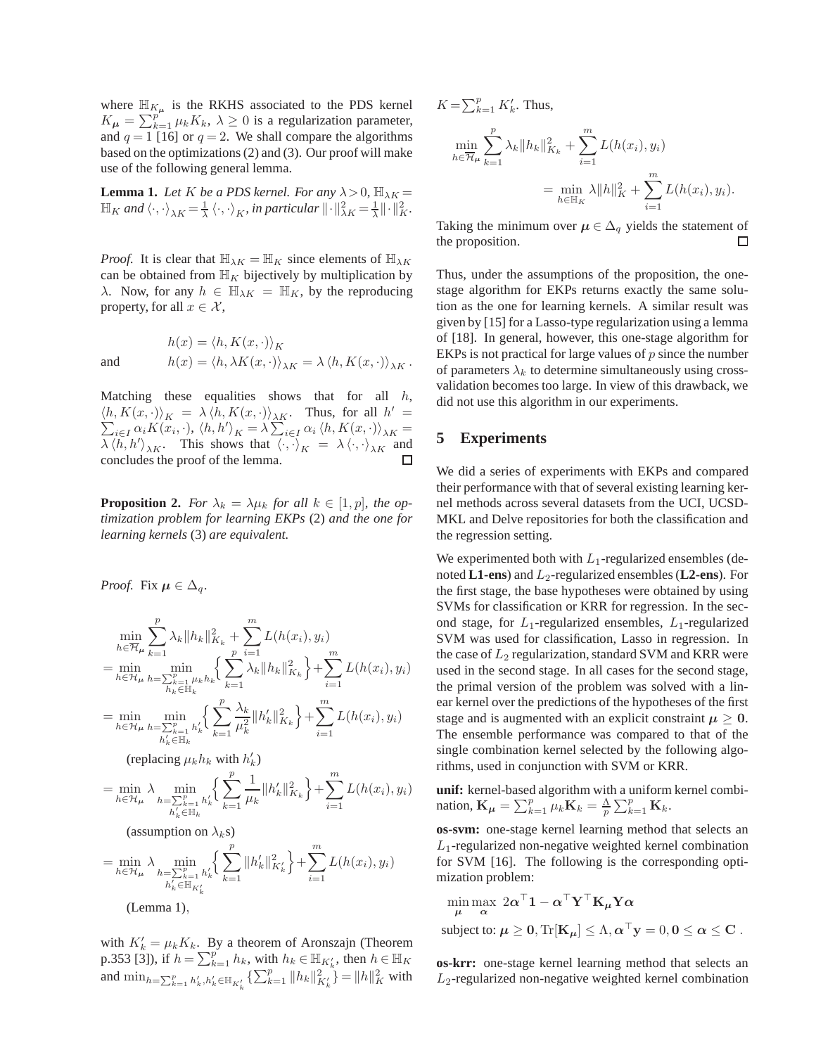where $\mathbb{H}_{K_{\boldsymbol{\mu}}}$ is the RKHS associated to the PDS kernel $K_{\boldsymbol{\mu}} = \sum_{k=1}^{p} \mu_k K_k$, $\lambda \geq 0$ is a regularization parameter, and $q = 1$ [16] or $q = 2$. We shall compare the algorithms based on the optimizations (2) and (3). Our proof will make use of the following general lemma.

**Lemma 1.** *Let $K$ be a PDS kernel. For any $\lambda > 0$, $\mathbb{H}_{\lambda K} = \mathbb{H}_K$ and $\langle \cdot, \cdot \rangle_{\lambda K} = \frac{1}{\lambda} \langle \cdot, \cdot \rangle_K$, in particular $\| \cdot \|_{\lambda K}^2 = \frac{1}{\lambda} \| \cdot \|_K^2$.*

*Proof.* It is clear that $\mathbb{H}_{\lambda K} = \mathbb{H}_K$ since elements of $\mathbb{H}_{\lambda K}$ can be obtained from $\mathbb{H}_K$ bijectively by multiplication by $\lambda$. Now, for any $h \in \mathbb{H}_{\lambda K} = \mathbb{H}_K$, by the reproducing property, for all $x \in \mathcal{X}$,

$$h(x) = \langle h, K(x, \cdot) \rangle_K$$

and
$$h(x) = \langle h, \lambda K(x, \cdot) \rangle_{\lambda K} = \lambda \langle h, K(x, \cdot) \rangle_{\lambda K}.$$

Matching these equalities shows that for all $h$, $\langle h, K(x, \cdot) \rangle_K = \lambda \langle h, K(x, \cdot) \rangle_{\lambda K}$. Thus, for all $h' = \sum_{i \in I} \alpha_i K(x_i, \cdot)$, $\langle h, h' \rangle_K = \lambda \sum_{i \in I} \alpha_i \langle h, K(x_i, \cdot) \rangle_{\lambda K} = \lambda \langle h, h' \rangle_{\lambda K}$. This shows that $\langle \cdot, \cdot \rangle_K = \lambda \langle \cdot, \cdot \rangle_{\lambda K}$ and concludes the proof of the lemma. □

**Proposition 2.** *For $\lambda_k = \lambda \mu_k$ for all $k \in [1, p]$, the optimization problem for learning EKPs* (2) *and the one for learning kernels* (3) *are equivalent.*

*Proof.* Fix $\boldsymbol{\mu} \in \Delta_q$.

$$\min_{h \in \overline{\mathcal{H}}_{\boldsymbol{\mu}}} \sum_{k=1}^{p} \lambda_k \|h_k\|_{K_k}^2 + \sum_{i=1}^{m} L(h(x_i), y_i)$$

$$= \min_{h \in \mathcal{H}_{\boldsymbol{\mu}}} \min_{\substack{h = \sum_{k=1}^{p} \mu_k h_k \\ h_k \in \mathbb{H}_k}} \Big\{ \sum_{k=1}^{p} \lambda_k \|h_k\|_{K_k}^2 \Big\} + \sum_{i=1}^{m} L(h(x_i), y_i)$$

$$= \min_{h \in \mathcal{H}_{\boldsymbol{\mu}}} \min_{\substack{h = \sum_{k=1}^{p} h'_k \\ h'_k \in \mathbb{H}_k}} \Big\{ \sum_{k=1}^{p} \frac{\lambda_k}{\mu_k^2} \|h'_k\|_{K_k}^2 \Big\} + \sum_{i=1}^{m} L(h(x_i), y_i)$$

(replacing $\mu_k h_k$ with $h'_k$)

$$= \min_{h \in \mathcal{H}_{\boldsymbol{\mu}}} \lambda \min_{\substack{h = \sum_{k=1}^{p} h'_k \\ h'_k \in \mathbb{H}_k}} \Big\{ \sum_{k=1}^{p} \frac{1}{\mu_k} \|h'_k\|_{K_k}^2 \Big\} + \sum_{i=1}^{m} L(h(x_i), y_i)$$

(assumption on $\lambda_k$s)

$$= \min_{h \in \mathcal{H}_{\boldsymbol{\mu}}} \lambda \min_{\substack{h = \sum_{k=1}^{p} h'_k \\ h'_k \in \mathbb{H}_{K'_k}}} \Big\{ \sum_{k=1}^{p} \|h'_k\|_{K'_k}^2 \Big\} + \sum_{i=1}^{m} L(h(x_i), y_i)$$

(Lemma 1),

with $K'_k = \mu_k K_k$. By a theorem of Aronszajn (Theorem p.353 [3]), if $h = \sum_{k=1}^{p} h_k$, with $h_k \in \mathbb{H}_{K'_k}$, then $h \in \mathbb{H}_K$ and $\min_{h = \sum_{k=1}^{p} h'_k, h'_k \in \mathbb{H}_{K'_k}} \{ \sum_{k=1}^{p} \|h_k\|_{K'_k}^2 \} = \|h\|_K^2$ with $K = \sum_{k=1}^{p} K'_k$. Thus,

$$\min_{h \in \overline{\mathcal{H}}_{\boldsymbol{\mu}}} \sum_{k=1}^{p} \lambda_k \|h_k\|_{K_k}^2 + \sum_{i=1}^{m} L(h(x_i), y_i)$$
$$= \min_{h \in \mathbb{H}_K} \lambda \|h\|_K^2 + \sum_{i=1}^{m} L(h(x_i), y_i).$$

Taking the minimum over $\boldsymbol{\mu} \in \Delta_q$ yields the statement of the proposition. □

Thus, under the assumptions of the proposition, the one-stage algorithm for EKPs returns exactly the same solution as the one for learning kernels. A similar result was given by [15] for a Lasso-type regularization using a lemma of [18]. In general, however, this one-stage algorithm for EKPs is not practical for large values of $p$ since the number of parameters $\lambda_k$ to determine simultaneously using cross-validation becomes too large. In view of this drawback, we did not use this algorithm in our experiments.

## 5 Experiments

We did a series of experiments with EKPs and compared their performance with that of several existing learning kernel methods across several datasets from the UCI, UCSD-MKL and Delve repositories for both the classification and the regression setting.

We experimented both with $L_1$-regularized ensembles (denoted **L1-ens**) and $L_2$-regularized ensembles (**L2-ens**). For the first stage, the base hypotheses were obtained by using SVMs for classification or KRR for regression. In the second stage, for $L_1$-regularized ensembles, $L_1$-regularized SVM was used for classification, Lasso in regression. In the case of $L_2$ regularization, standard SVM and KRR were used in the second stage. In all cases for the second stage, the primal version of the problem was solved with a linear kernel over the predictions of the hypotheses of the first stage and is augmented with an explicit constraint $\boldsymbol{\mu} \geq \mathbf{0}$. The ensemble performance was compared to that of the single combination kernel selected by the following algorithms, used in conjunction with SVM or KRR.

**unif:** kernel-based algorithm with a uniform kernel combination, $\mathbf{K}_{\boldsymbol{\mu}} = \sum_{k=1}^{p} \mu_k \mathbf{K}_k = \frac{\Lambda}{p} \sum_{k=1}^{p} \mathbf{K}_k$.

**os-svm:** one-stage kernel learning method that selects an $L_1$-regularized non-negative weighted kernel combination for SVM [16]. The following is the corresponding optimization problem:

$$\min_{\boldsymbol{\mu}} \max_{\boldsymbol{\alpha}} \; 2\boldsymbol{\alpha}^\top \mathbf{1} - \boldsymbol{\alpha}^\top \mathbf{Y}^\top \mathbf{K}_{\boldsymbol{\mu}} \mathbf{Y} \boldsymbol{\alpha}$$
$$\text{subject to: } \boldsymbol{\mu} \geq \mathbf{0}, \operatorname{Tr}[\mathbf{K}_{\boldsymbol{\mu}}] \leq \Lambda, \boldsymbol{\alpha}^\top \mathbf{y} = 0, \mathbf{0} \leq \boldsymbol{\alpha} \leq \mathbf{C}.$$

**os-krr:** one-stage kernel learning method that selects an $L_2$-regularized non-negative weighted kernel combination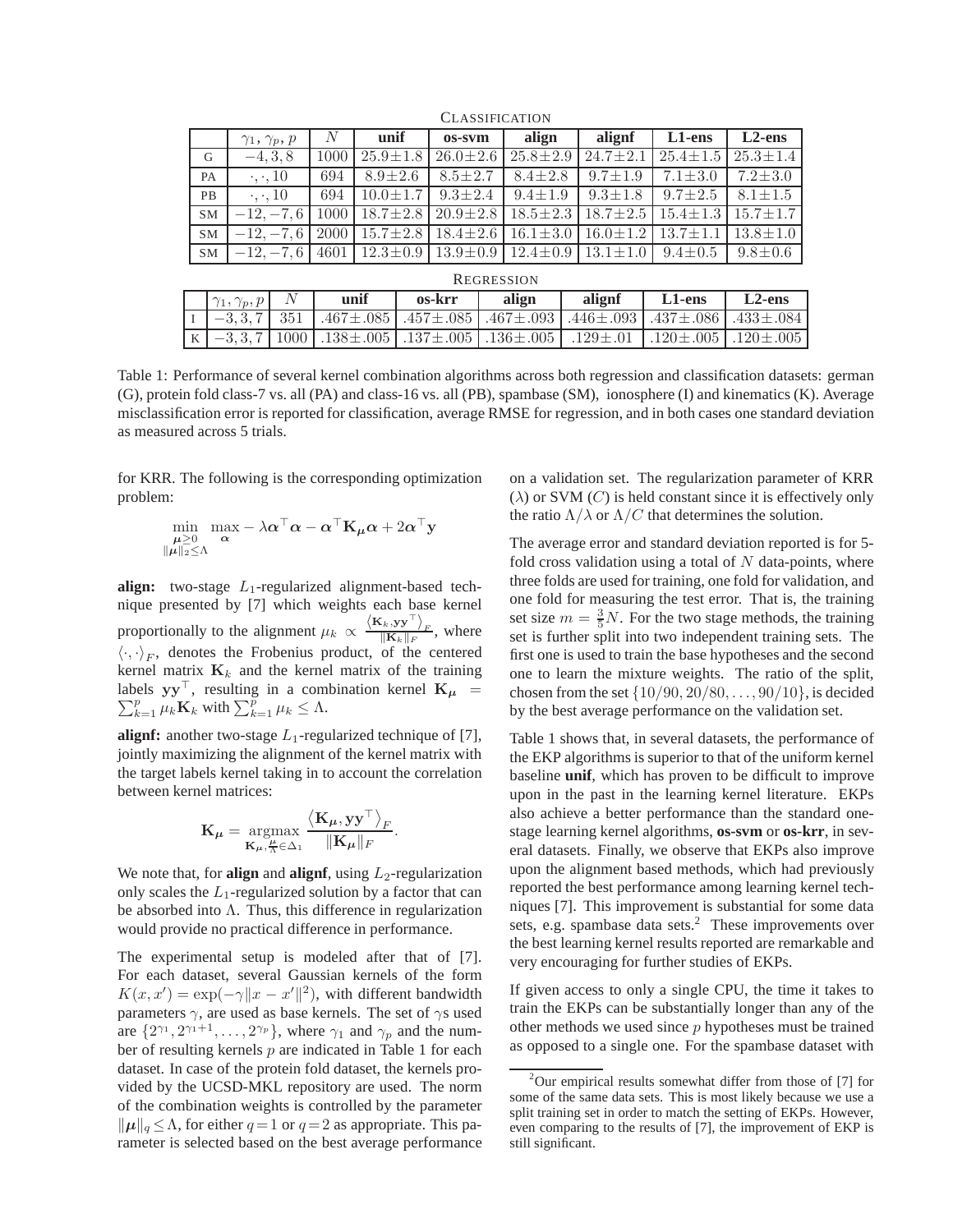CLASSIFICATION

| | $\gamma_1, \gamma_p, p$ | $N$ | **unif** | **os-svm** | **align** | **alignf** | **L1-ens** | **L2-ens** |
|---|---|---|---|---|---|---|---|---|
| G | $-4, 3, 8$ | 1000 | $25.9\pm1.8$ | $26.0\pm2.6$ | $25.8\pm2.9$ | $24.7\pm2.1$ | $25.4\pm1.5$ | $25.3\pm1.4$ |
| PA | $\cdot, \cdot, 10$ | 694 | $8.9\pm2.6$ | $8.5\pm2.7$ | $8.4\pm2.8$ | $9.7\pm1.9$ | $7.1\pm3.0$ | $7.2\pm3.0$ |
| PB | $\cdot, \cdot, 10$ | 694 | $10.0\pm1.7$ | $9.3\pm2.4$ | $9.4\pm1.9$ | $9.3\pm1.8$ | $9.7\pm2.5$ | $8.1\pm1.5$ |
| SM | $-12, -7, 6$ | 1000 | $18.7\pm2.8$ | $20.9\pm2.8$ | $18.5\pm2.3$ | $18.7\pm2.5$ | $15.4\pm1.3$ | $15.7\pm1.7$ |
| SM | $-12, -7, 6$ | 2000 | $15.7\pm2.8$ | $18.4\pm2.6$ | $16.1\pm3.0$ | $16.0\pm1.2$ | $13.7\pm1.1$ | $13.8\pm1.0$ |
| SM | $-12, -7, 6$ | 4601 | $12.3\pm0.9$ | $13.9\pm0.9$ | $12.4\pm0.9$ | $13.1\pm1.0$ | $9.4\pm0.5$ | $9.8\pm0.6$ |

REGRESSION

| | $\gamma_1, \gamma_p, p$ | $N$ | **unif** | **os-krr** | **align** | **alignf** | **L1-ens** | **L2-ens** |
|---|---|---|---|---|---|---|---|---|
| I | $-3, 3, 7$ | 351 | $.467\pm.085$ | $.457\pm.085$ | $.467\pm.093$ | $.446\pm.093$ | $.437\pm.086$ | $.433\pm.084$ |
| K | $-3, 3, 7$ | 1000 | $.138\pm.005$ | $.137\pm.005$ | $.136\pm.005$ | $.129\pm.01$ | $.120\pm.005$ | $.120\pm.005$ |

Table 1: Performance of several kernel combination algorithms across both regression and classification datasets: german (G), protein fold class-7 vs. all (PA) and class-16 vs. all (PB), spambase (SM), ionosphere (I) and kinematics (K). Average misclassification error is reported for classification, average RMSE for regression, and in both cases one standard deviation as measured across 5 trials.

for KRR. The following is the corresponding optimization problem:

$$\min_{\substack{\boldsymbol{\mu} \geq 0 \\ \|\boldsymbol{\mu}\|_2 \leq \Lambda}} \max_{\boldsymbol{\alpha}} -\lambda \boldsymbol{\alpha}^\top \boldsymbol{\alpha} - \boldsymbol{\alpha}^\top \mathbf{K}_{\boldsymbol{\mu}} \boldsymbol{\alpha} + 2\boldsymbol{\alpha}^\top \mathbf{y}$$

**align:** two-stage $L_1$-regularized alignment-based technique presented by [7] which weights each base kernel proportionally to the alignment $\mu_k \propto \frac{\langle \mathbf{K}_k, \mathbf{y}\mathbf{y}^\top \rangle_F}{\|\mathbf{K}_k\|_F}$, where $\langle \cdot, \cdot \rangle_F$, denotes the Frobenius product, of the centered kernel matrix $\mathbf{K}_k$ and the kernel matrix of the training labels $\mathbf{y}\mathbf{y}^\top$, resulting in a combination kernel $\mathbf{K}_{\boldsymbol{\mu}} = \sum_{k=1}^p \mu_k \mathbf{K}_k$ with $\sum_{k=1}^p \mu_k \leq \Lambda$.

**alignf:** another two-stage $L_1$-regularized technique of [7], jointly maximizing the alignment of the kernel matrix with the target labels kernel taking in to account the correlation between kernel matrices:

$$\mathbf{K}_{\boldsymbol{\mu}} = \operatorname*{argmax}_{\mathbf{K}_{\boldsymbol{\mu}}, \frac{\boldsymbol{\mu}}{\Lambda} \in \Delta_1} \frac{\langle \mathbf{K}_{\boldsymbol{\mu}}, \mathbf{y}\mathbf{y}^\top \rangle_F}{\|\mathbf{K}_{\boldsymbol{\mu}}\|_F}.$$

We note that, for **align** and **alignf**, using $L_2$-regularization only scales the $L_1$-regularized solution by a factor that can be absorbed into $\Lambda$. Thus, this difference in regularization would provide no practical difference in performance.

The experimental setup is modeled after that of [7]. For each dataset, several Gaussian kernels of the form $K(x, x') = \exp(-\gamma\|x - x'\|^2)$, with different bandwidth parameters $\gamma$, are used as base kernels. The set of $\gamma$s used are $\{2^{\gamma_1}, 2^{\gamma_1+1}, \ldots, 2^{\gamma_p}\}$, where $\gamma_1$ and $\gamma_p$ and the number of resulting kernels $p$ are indicated in Table 1 for each dataset. In case of the protein fold dataset, the kernels provided by the UCSD-MKL repository are used. The norm of the combination weights is controlled by the parameter $\|\boldsymbol{\mu}\|_q \leq \Lambda$, for either $q = 1$ or $q = 2$ as appropriate. This parameter is selected based on the best average performance on a validation set. The regularization parameter of KRR ($\lambda$) or SVM ($C$) is held constant since it is effectively only the ratio $\Lambda/\lambda$ or $\Lambda/C$ that determines the solution.

The average error and standard deviation reported is for 5-fold cross validation using a total of $N$ data-points, where three folds are used for training, one fold for validation, and one fold for measuring the test error. That is, the training set size $m = \frac{3}{5}N$. For the two stage methods, the training set is further split into two independent training sets. The first one is used to train the base hypotheses and the second one to learn the mixture weights. The ratio of the split, chosen from the set $\{10/90, 20/80, \ldots, 90/10\}$, is decided by the best average performance on the validation set.

Table 1 shows that, in several datasets, the performance of the EKP algorithms is superior to that of the uniform kernel baseline **unif**, which has proven to be difficult to improve upon in the past in the learning kernel literature. EKPs also achieve a better performance than the standard one-stage learning kernel algorithms, **os-svm** or **os-krr**, in several datasets. Finally, we observe that EKPs also improve upon the alignment based methods, which had previously reported the best performance among learning kernel techniques [7]. This improvement is substantial for some data sets, e.g. spambase data sets.[2] These improvements over the best learning kernel results reported are remarkable and very encouraging for further studies of EKPs.

If given access to only a single CPU, the time it takes to train the EKPs can be substantially longer than any of the other methods we used since $p$ hypotheses must be trained as opposed to a single one. For the spambase dataset with

[2] Our empirical results somewhat differ from those of [7] for some of the same data sets. This is most likely because we use a split training set in order to match the setting of EKPs. However, even comparing to the results of [7], the improvement of EKP is still significant.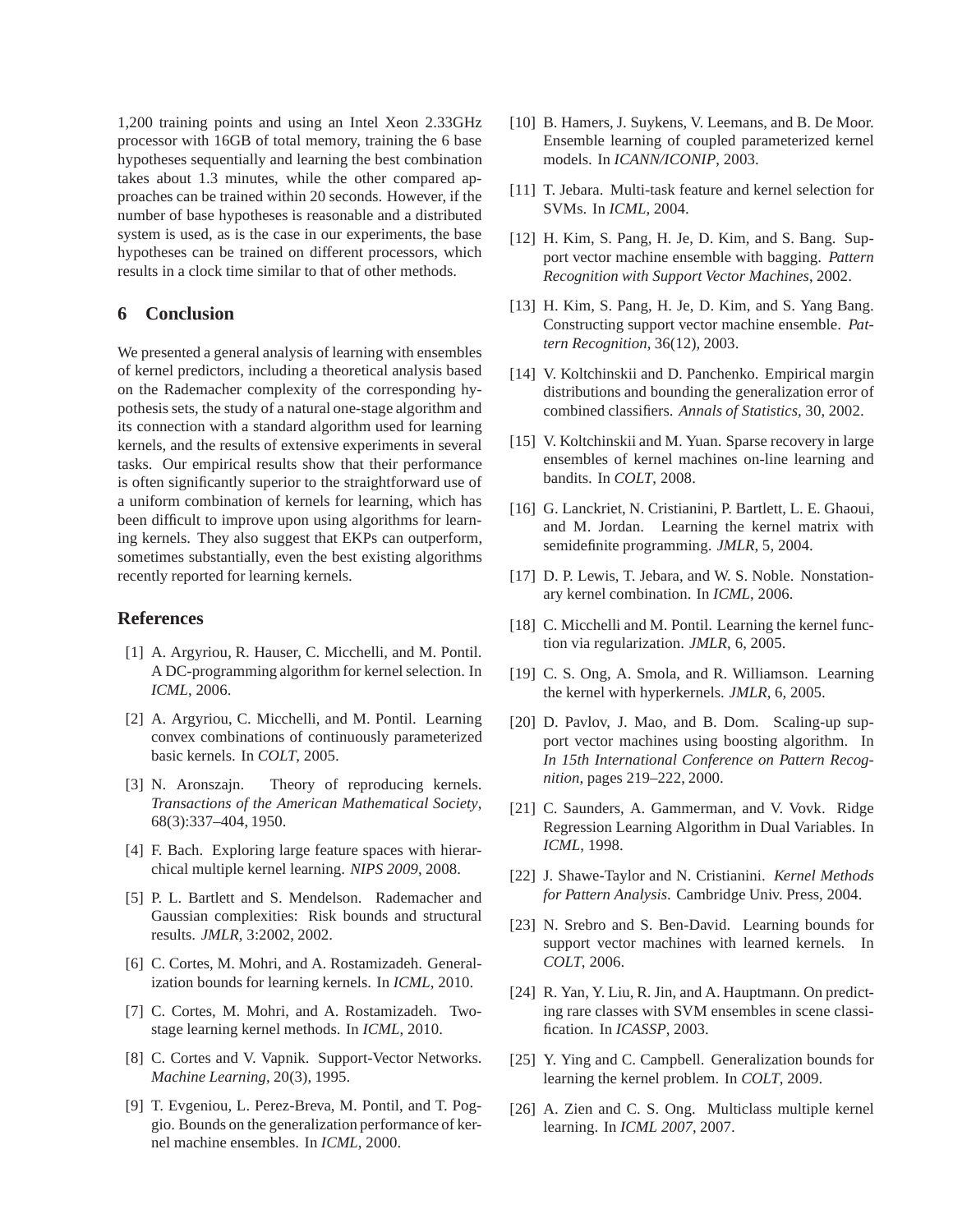1,200 training points and using an Intel Xeon 2.33GHz processor with 16GB of total memory, training the 6 base hypotheses sequentially and learning the best combination takes about 1.3 minutes, while the other compared approaches can be trained within 20 seconds. However, if the number of base hypotheses is reasonable and a distributed system is used, as is the case in our experiments, the base hypotheses can be trained on different processors, which results in a clock time similar to that of other methods.

## 6 Conclusion

We presented a general analysis of learning with ensembles of kernel predictors, including a theoretical analysis based on the Rademacher complexity of the corresponding hypothesis sets, the study of a natural one-stage algorithm and its connection with a standard algorithm used for learning kernels, and the results of extensive experiments in several tasks. Our empirical results show that their performance is often significantly superior to the straightforward use of a uniform combination of kernels for learning, which has been difficult to improve upon using algorithms for learning kernels. They also suggest that EKPs can outperform, sometimes substantially, even the best existing algorithms recently reported for learning kernels.

## References

[1] A. Argyriou, R. Hauser, C. Micchelli, and M. Pontil. A DC-programming algorithm for kernel selection. In *ICML*, 2006.

[2] A. Argyriou, C. Micchelli, and M. Pontil. Learning convex combinations of continuously parameterized basic kernels. In *COLT*, 2005.

[3] N. Aronszajn. Theory of reproducing kernels. *Transactions of the American Mathematical Society*, 68(3):337–404, 1950.

[4] F. Bach. Exploring large feature spaces with hierarchical multiple kernel learning. *NIPS 2009*, 2008.

[5] P. L. Bartlett and S. Mendelson. Rademacher and Gaussian complexities: Risk bounds and structural results. *JMLR*, 3:2002, 2002.

[6] C. Cortes, M. Mohri, and A. Rostamizadeh. Generalization bounds for learning kernels. In *ICML*, 2010.

[7] C. Cortes, M. Mohri, and A. Rostamizadeh. Two-stage learning kernel methods. In *ICML*, 2010.

[8] C. Cortes and V. Vapnik. Support-Vector Networks. *Machine Learning*, 20(3), 1995.

[9] T. Evgeniou, L. Perez-Breva, M. Pontil, and T. Poggio. Bounds on the generalization performance of kernel machine ensembles. In *ICML*, 2000.

[10] B. Hamers, J. Suykens, V. Leemans, and B. De Moor. Ensemble learning of coupled parameterized kernel models. In *ICANN/ICONIP*, 2003.

[11] T. Jebara. Multi-task feature and kernel selection for SVMs. In *ICML*, 2004.

[12] H. Kim, S. Pang, H. Je, D. Kim, and S. Bang. Support vector machine ensemble with bagging. *Pattern Recognition with Support Vector Machines*, 2002.

[13] H. Kim, S. Pang, H. Je, D. Kim, and S. Yang Bang. Constructing support vector machine ensemble. *Pattern Recognition*, 36(12), 2003.

[14] V. Koltchinskii and D. Panchenko. Empirical margin distributions and bounding the generalization error of combined classifiers. *Annals of Statistics*, 30, 2002.

[15] V. Koltchinskii and M. Yuan. Sparse recovery in large ensembles of kernel machines on-line learning and bandits. In *COLT*, 2008.

[16] G. Lanckriet, N. Cristianini, P. Bartlett, L. E. Ghaoui, and M. Jordan. Learning the kernel matrix with semidefinite programming. *JMLR*, 5, 2004.

[17] D. P. Lewis, T. Jebara, and W. S. Noble. Nonstationary kernel combination. In *ICML*, 2006.

[18] C. Micchelli and M. Pontil. Learning the kernel function via regularization. *JMLR*, 6, 2005.

[19] C. S. Ong, A. Smola, and R. Williamson. Learning the kernel with hyperkernels. *JMLR*, 6, 2005.

[20] D. Pavlov, J. Mao, and B. Dom. Scaling-up support vector machines using boosting algorithm. In *In 15th International Conference on Pattern Recognition*, pages 219–222, 2000.

[21] C. Saunders, A. Gammerman, and V. Vovk. Ridge Regression Learning Algorithm in Dual Variables. In *ICML*, 1998.

[22] J. Shawe-Taylor and N. Cristianini. *Kernel Methods for Pattern Analysis*. Cambridge Univ. Press, 2004.

[23] N. Srebro and S. Ben-David. Learning bounds for support vector machines with learned kernels. In *COLT*, 2006.

[24] R. Yan, Y. Liu, R. Jin, and A. Hauptmann. On predicting rare classes with SVM ensembles in scene classification. In *ICASSP*, 2003.

[25] Y. Ying and C. Campbell. Generalization bounds for learning the kernel problem. In *COLT*, 2009.

[26] A. Zien and C. S. Ong. Multiclass multiple kernel learning. In *ICML 2007*, 2007.